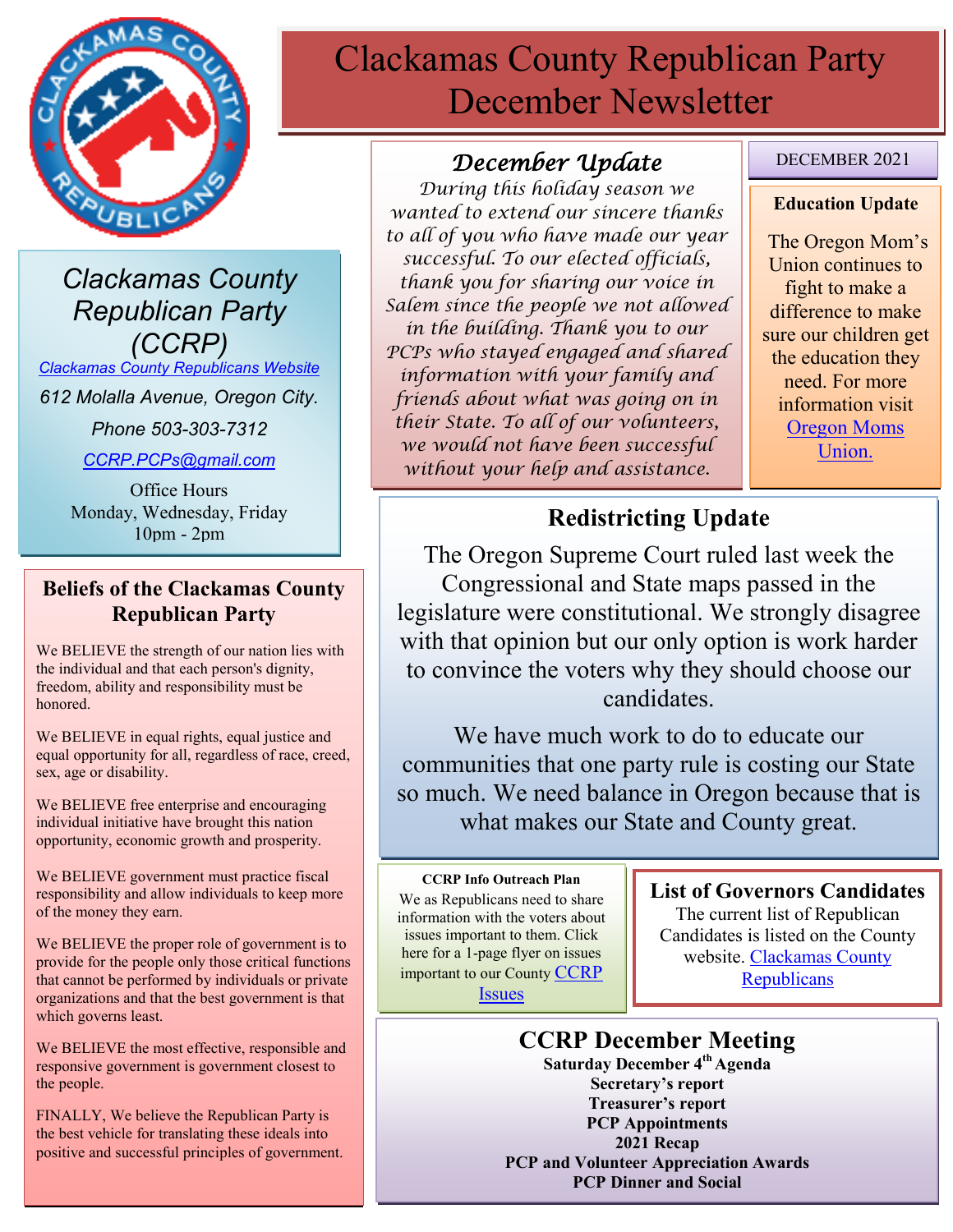# Clackamas County Republican Party December Newsletter

DECEMBER 2021

## Clackamas County Republican Party (CCRP)

[Clackamas County Republicans Website](#)

612 Molalla Avenue, Oregon City.

Phone 503-303-7312

[CCRP.PCPs@gmail.com](mailto:CCRP.PCPs@gmail.com)

Office Hours
Monday, Wednesday, Friday
10pm - 2pm

## December Update

*During this holiday season we wanted to extend our sincere thanks to all of you who have made our year successful. To our elected officials, thank you for sharing our voice in Salem since the people we not allowed in the building. Thank you to our PCPs who stayed engaged and shared information with your family and friends about what was going on in their State. To all of our volunteers, we would not have been successful without your help and assistance.*

### Education Update

The Oregon Mom's Union continues to fight to make a difference to make sure our children get the education they need. For more information visit [Oregon Moms Union.](#)

## Redistricting Update

The Oregon Supreme Court ruled last week the Congressional and State maps passed in the legislature were constitutional. We strongly disagree with that opinion but our only option is work harder to convince the voters why they should choose our candidates.

We have much work to do to educate our communities that one party rule is costing our State so much. We need balance in Oregon because that is what makes our State and County great.

## Beliefs of the Clackamas County Republican Party

We BELIEVE the strength of our nation lies with the individual and that each person's dignity, freedom, ability and responsibility must be honored.

We BELIEVE in equal rights, equal justice and equal opportunity for all, regardless of race, creed, sex, age or disability.

We BELIEVE free enterprise and encouraging individual initiative have brought this nation opportunity, economic growth and prosperity.

We BELIEVE government must practice fiscal responsibility and allow individuals to keep more of the money they earn.

We BELIEVE the proper role of government is to provide for the people only those critical functions that cannot be performed by individuals or private organizations and that the best government is that which governs least.

We BELIEVE the most effective, responsible and responsive government is government closest to the people.

FINALLY, We believe the Republican Party is the best vehicle for translating these ideals into positive and successful principles of government.

### CCRP Info Outreach Plan

We as Republicans need to share information with the voters about issues important to them. Click here for a 1-page flyer on issues important to our County [CCRP Issues](#)

### List of Governors Candidates

The current list of Republican Candidates is listed on the County website. [Clackamas County Republicans](#)

## CCRP December Meeting

**Saturday December 4th Agenda**
**Secretary's report**
**Treasurer's report**
**PCP Appointments**
**2021 Recap**
**PCP and Volunteer Appreciation Awards**
**PCP Dinner and Social**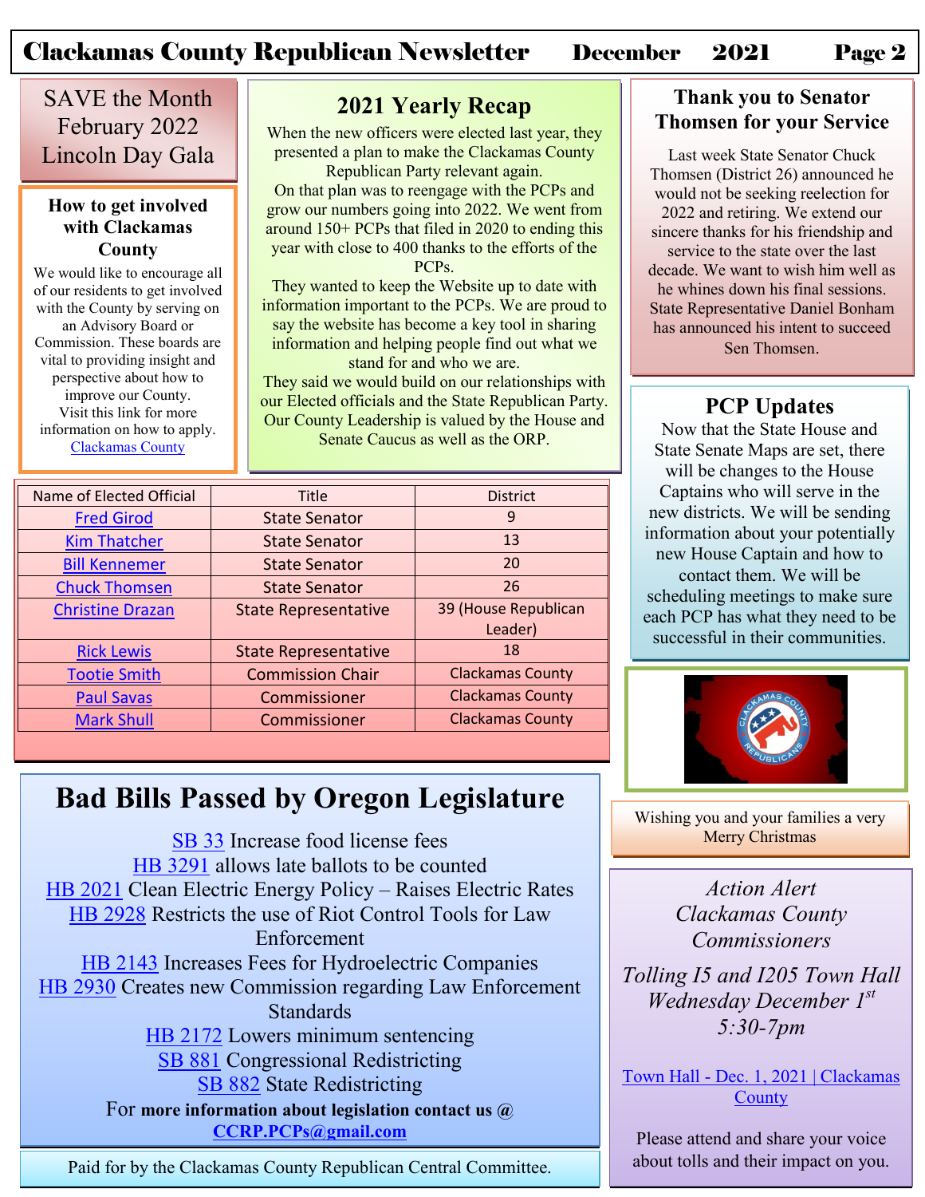SAVE the Month
February 2022
Lincoln Day Gala

### How to get involved with Clackamas County

We would like to encourage all of our residents to get involved with the County by serving on an Advisory Board or Commission. These boards are vital to providing insight and perspective about how to improve our County. Visit this link for more information on how to apply. Clackamas County

## 2021 Yearly Recap

When the new officers were elected last year, they presented a plan to make the Clackamas County Republican Party relevant again.
On that plan was to reengage with the PCPs and grow our numbers going into 2022. We went from around 150+ PCPs that filed in 2020 to ending this year with close to 400 thanks to the efforts of the PCPs.
They wanted to keep the Website up to date with information important to the PCPs. We are proud to say the website has become a key tool in sharing information and helping people find out what we stand for and who we are.
They said we would build on our relationships with our Elected officials and the State Republican Party. Our County Leadership is valued by the House and Senate Caucus as well as the ORP.

## Thank you to Senator Thomsen for your Service

Last week State Senator Chuck Thomsen (District 26) announced he would not be seeking reelection for 2022 and retiring. We extend our sincere thanks for his friendship and service to the state over the last decade. We want to wish him well as he whines down his final sessions. State Representative Daniel Bonham has announced his intent to succeed Sen Thomsen.

| Name of Elected Official | Title | District |
|---|---|---|
| Fred Girod | State Senator | 9 |
| Kim Thatcher | State Senator | 13 |
| Bill Kennemer | State Senator | 20 |
| Chuck Thomsen | State Senator | 26 |
| Christine Drazan | State Representative | 39 (House Republican Leader) |
| Rick Lewis | State Representative | 18 |
| Tootie Smith | Commission Chair | Clackamas County |
| Paul Savas | Commissioner | Clackamas County |
| Mark Shull | Commissioner | Clackamas County |

## PCP Updates

Now that the State House and State Senate Maps are set, there will be changes to the House Captains who will serve in the new districts. We will be sending information about your potentially new House Captain and how to contact them. We will be scheduling meetings to make sure each PCP has what they need to be successful in their communities.

## Bad Bills Passed by Oregon Legislature

SB 33 Increase food license fees
HB 3291 allows late ballots to be counted
HB 2021 Clean Electric Energy Policy – Raises Electric Rates
HB 2928 Restricts the use of Riot Control Tools for Law Enforcement
HB 2143 Increases Fees for Hydroelectric Companies
HB 2930 Creates new Commission regarding Law Enforcement Standards
HB 2172 Lowers minimum sentencing
SB 881 Congressional Redistricting
SB 882 State Redistricting

For **more information about legislation contact us @ CCRP.PCPs@gmail.com**

Wishing you and your families a very Merry Christmas

*Action Alert*
*Clackamas County Commissioners*

*Tolling I5 and I205 Town Hall*
*Wednesday December 1st*
*5:30-7pm*

Town Hall - Dec. 1, 2021 | Clackamas County

Please attend and share your voice about tolls and their impact on you.

Paid for by the Clackamas County Republican Central Committee.